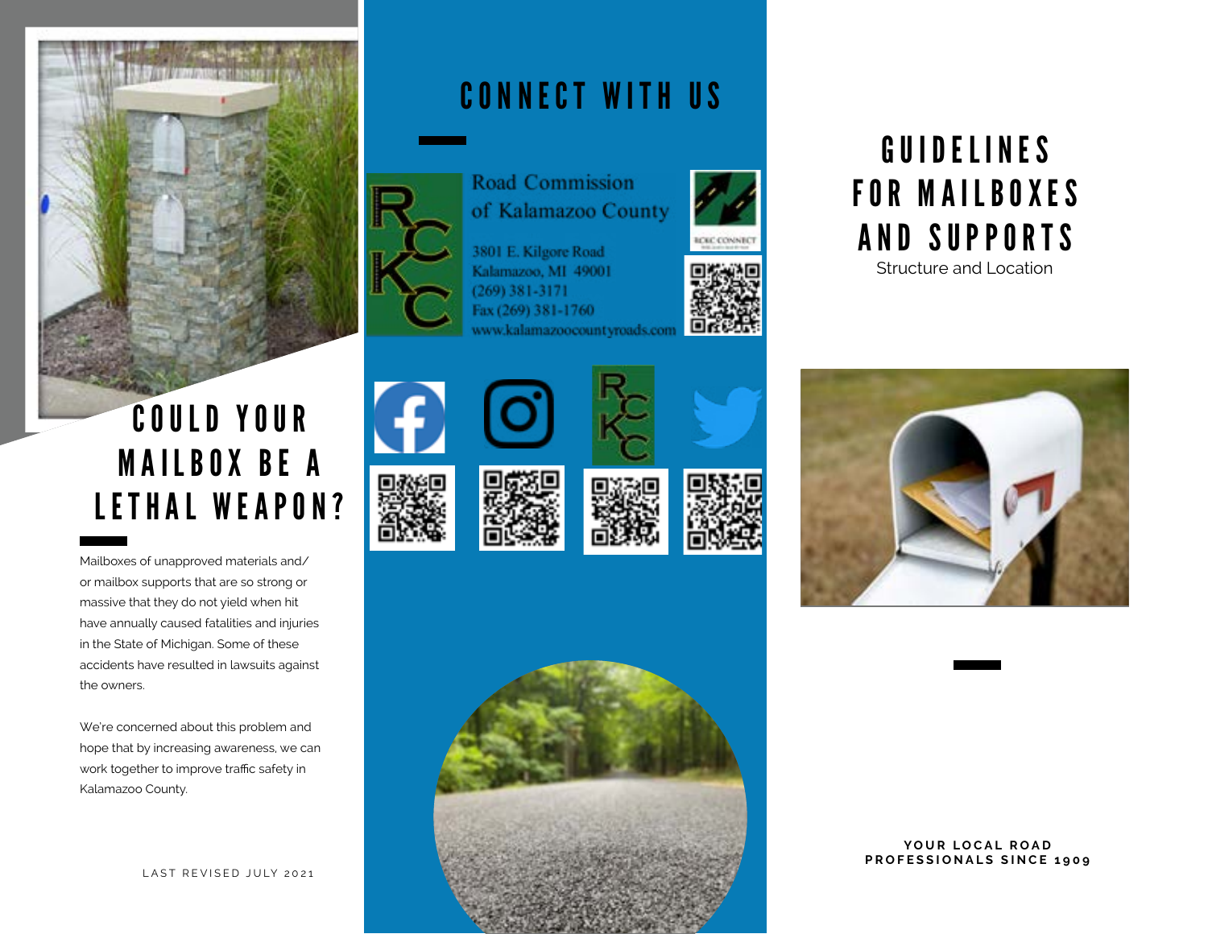## COULD YOUR MAILBOX BE A LETHAL WEAPON?

Mailboxes of unapproved materials and/ or mailbox supports that are so strong or massive that they do not yield when hit have annually caused fatalities and injuries in the State of Michigan. Some of these accidents have resulted in lawsuits against the owners.

We're concerned about this problem and hope that by increasing awareness, we can work together to improve traffic safety in Kalamazoo County.

LAST REVISED JULY 2021

## CONNECT WITH US

Road Commission of Kalamazoo County

3801 E. Kilgore Road
Kalamazoo, MI 49001
(269) 381-3171
Fax (269) 381-1760
www.kalamazoocountyroads.com

RCKC CONNECT

# GUIDELINES FOR MAILBOXES AND SUPPORTS

Structure and Location

**YOUR LOCAL ROAD PROFESSIONALS SINCE 1909**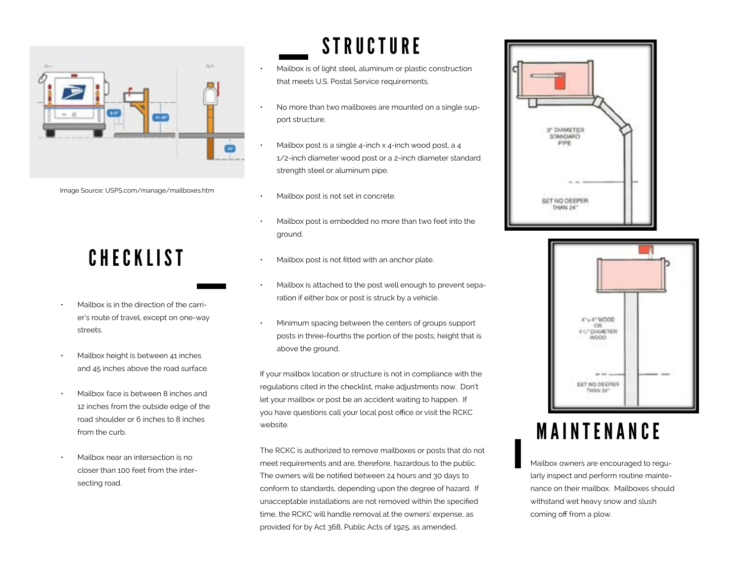Image Source: USPS.com/manage/mailboxes.htm

## CHECKLIST

- Mailbox is in the direction of the carrier's route of travel, except on one-way streets.
- Mailbox height is between 41 inches and 45 inches above the road surface.
- Mailbox face is between 8 inches and 12 inches from the outside edge of the road shoulder or 6 inches to 8 inches from the curb.
- Mailbox near an intersection is no closer than 100 feet from the intersecting road.

## STRUCTURE

- Mailbox is of light steel, aluminum or plastic construction that meets U.S. Postal Service requirements.
- No more than two mailboxes are mounted on a single support structure.
- Mailbox post is a single 4-inch x 4-inch wood post, a 4 1/2-inch diameter wood post or a 2-inch diameter standard strength steel or aluminum pipe.
- Mailbox post is not set in concrete.
- Mailbox post is embedded no more than two feet into the ground.
- Mailbox post is not fitted with an anchor plate.
- Mailbox is attached to the post well enough to prevent separation if either box or post is struck by a vehicle.
- Minimum spacing between the centers of groups support posts in three-fourths the portion of the posts; height that is above the ground.

If your mailbox location or structure is not in compliance with the regulations cited in the checklist, make adjustments now. Don't let your mailbox or post be an accident waiting to happen. If you have questions call your local post office or visit the RCKC website.

The RCKC is authorized to remove mailboxes or posts that do not meet requirements and are, therefore, hazardous to the public. The owners will be notified between 24 hours and 30 days to conform to standards, depending upon the degree of hazard. If unacceptable installations are not removed within the specified time, the RCKC will handle removal at the owners' expense, as provided for by Act 368, Public Acts of 1925, as amended.

## MAINTENANCE

Mailbox owners are encouraged to regularly inspect and perform routine maintenance on their mailbox. Mailboxes should withstand wet heavy snow and slush coming off from a plow.